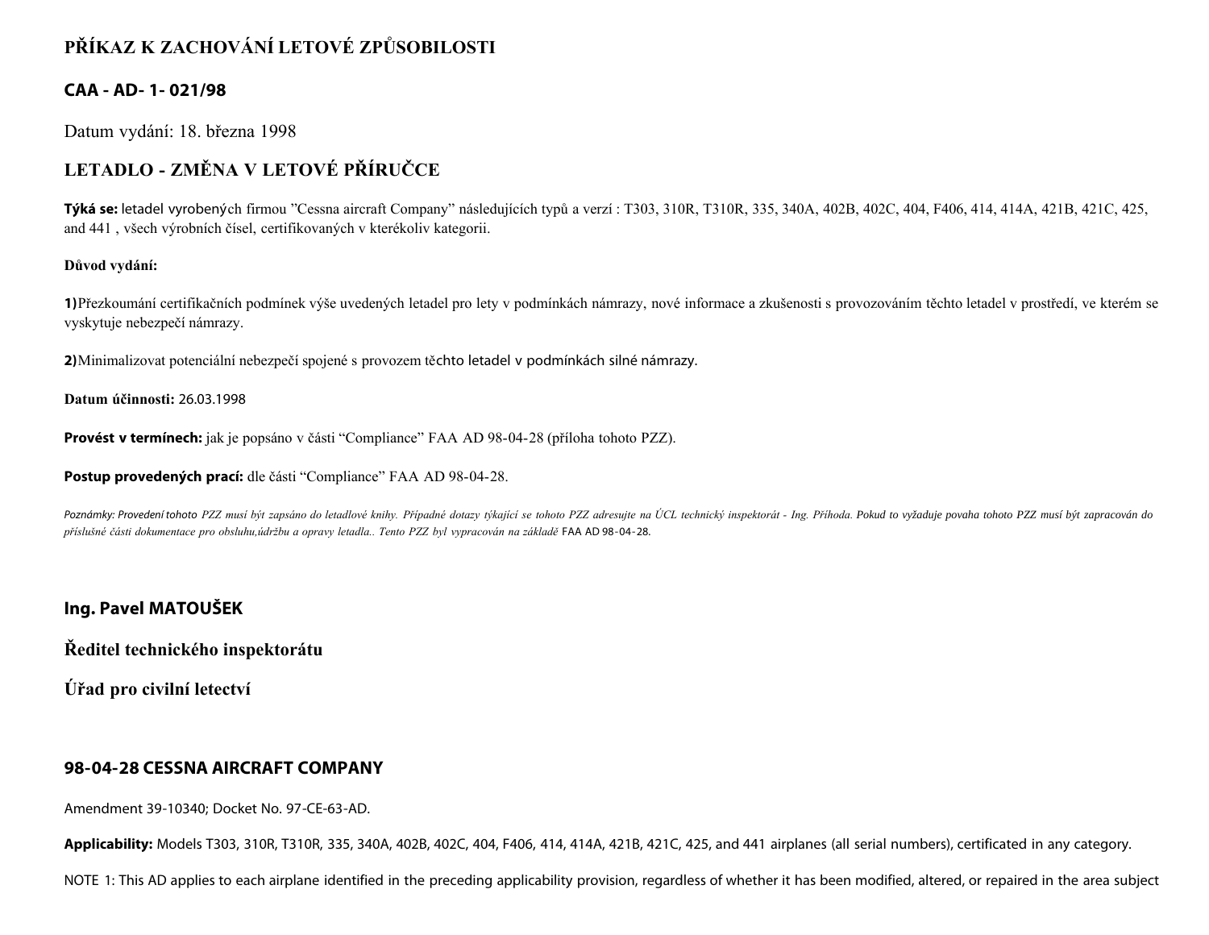# PŘÍKAZ K ZACHOVÁNÍ LETOVÉ ZPŮSOBILOSTI

## CAA - AD- 1- 021/98

Datum vydání: 18. března 1998

## LETADLO - ZMĚNA V LETOVÉ PŘÍRUČCE

**Týká se:** letadel vyrobených firmou "Cessna aircraft Company" následujících typů a verzí : T303, 310R, T310R, 335, 340A, 402B, 402C, 404, F406, 414, 414A, 421B, 421C, 425, and 441 , všech výrobních čísel, certifikovaných v kterékoliv kategorii.

**Důvod vydání:**

**1)** Přezkoumání certifikačních podmínek výše uvedených letadel pro lety v podmínkách námrazy, nové informace a zkušenosti s provozováním těchto letadel v prostředí, ve kterém se vyskytuje nebezpečí námrazy.

**2)** Minimalizovat potenciální nebezpečí spojené s provozem těchto letadel v podmínkách silné námrazy.

**Datum účinnosti:** 26.03.1998

**Provést v termínech:** jak je popsáno v části "Compliance" FAA AD 98-04-28 (příloha tohoto PZZ).

**Postup provedených prací:** dle části "Compliance" FAA AD 98-04-28.

*Poznámky: Provedení tohoto PZZ musí být zapsáno do letadlové knihy. Případné dotazy týkající se tohoto PZZ adresujte na ÚCL technický inspektorát - Ing. Příhoda. Pokud to vyžaduje povaha tohoto PZZ musí být zapracován do příslušné části dokumentace pro obsluhu,údržbu a opravy letadla.. Tento PZZ byl vypracován na základě* FAA AD 98-04-28.

**Ing. Pavel MATOUŠEK**

**Ředitel technického inspektorátu**

**Úřad pro civilní letectví**

## 98-04-28 CESSNA AIRCRAFT COMPANY

Amendment 39-10340; Docket No. 97-CE-63-AD.

**Applicability:** Models T303, 310R, T310R, 335, 340A, 402B, 402C, 404, F406, 414, 414A, 421B, 421C, 425, and 441 airplanes (all serial numbers), certificated in any category.

NOTE 1: This AD applies to each airplane identified in the preceding applicability provision, regardless of whether it has been modified, altered, or repaired in the area subject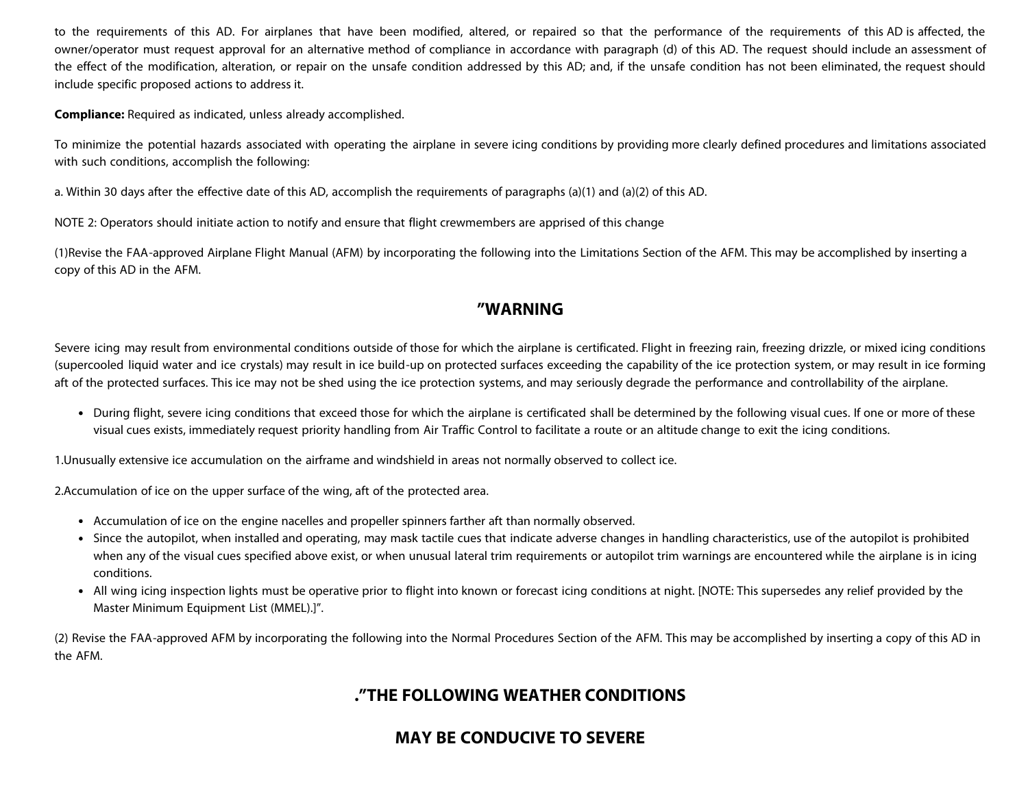to the requirements of this AD. For airplanes that have been modified, altered, or repaired so that the performance of the requirements of this AD is affected, the owner/operator must request approval for an alternative method of compliance in accordance with paragraph (d) of this AD. The request should include an assessment of the effect of the modification, alteration, or repair on the unsafe condition addressed by this AD; and, if the unsafe condition has not been eliminated, the request should include specific proposed actions to address it.

**Compliance:** Required as indicated, unless already accomplished.

To minimize the potential hazards associated with operating the airplane in severe icing conditions by providing more clearly defined procedures and limitations associated with such conditions, accomplish the following:

a. Within 30 days after the effective date of this AD, accomplish the requirements of paragraphs (a)(1) and (a)(2) of this AD.

NOTE 2: Operators should initiate action to notify and ensure that flight crewmembers are apprised of this change

(1)Revise the FAA-approved Airplane Flight Manual (AFM) by incorporating the following into the Limitations Section of the AFM. This may be accomplished by inserting a copy of this AD in the AFM.

## "WARNING

Severe icing may result from environmental conditions outside of those for which the airplane is certificated. Flight in freezing rain, freezing drizzle, or mixed icing conditions (supercooled liquid water and ice crystals) may result in ice build-up on protected surfaces exceeding the capability of the ice protection system, or may result in ice forming aft of the protected surfaces. This ice may not be shed using the ice protection systems, and may seriously degrade the performance and controllability of the airplane.

- During flight, severe icing conditions that exceed those for which the airplane is certificated shall be determined by the following visual cues. If one or more of these visual cues exists, immediately request priority handling from Air Traffic Control to facilitate a route or an altitude change to exit the icing conditions.

1.Unusually extensive ice accumulation on the airframe and windshield in areas not normally observed to collect ice.

2.Accumulation of ice on the upper surface of the wing, aft of the protected area.

- Accumulation of ice on the engine nacelles and propeller spinners farther aft than normally observed.
- Since the autopilot, when installed and operating, may mask tactile cues that indicate adverse changes in handling characteristics, use of the autopilot is prohibited when any of the visual cues specified above exist, or when unusual lateral trim requirements or autopilot trim warnings are encountered while the airplane is in icing conditions.
- All wing icing inspection lights must be operative prior to flight into known or forecast icing conditions at night. [NOTE: This supersedes any relief provided by the Master Minimum Equipment List (MMEL).]".

(2) Revise the FAA-approved AFM by incorporating the following into the Normal Procedures Section of the AFM. This may be accomplished by inserting a copy of this AD in the AFM.

## ."THE FOLLOWING WEATHER CONDITIONS

## MAY BE CONDUCIVE TO SEVERE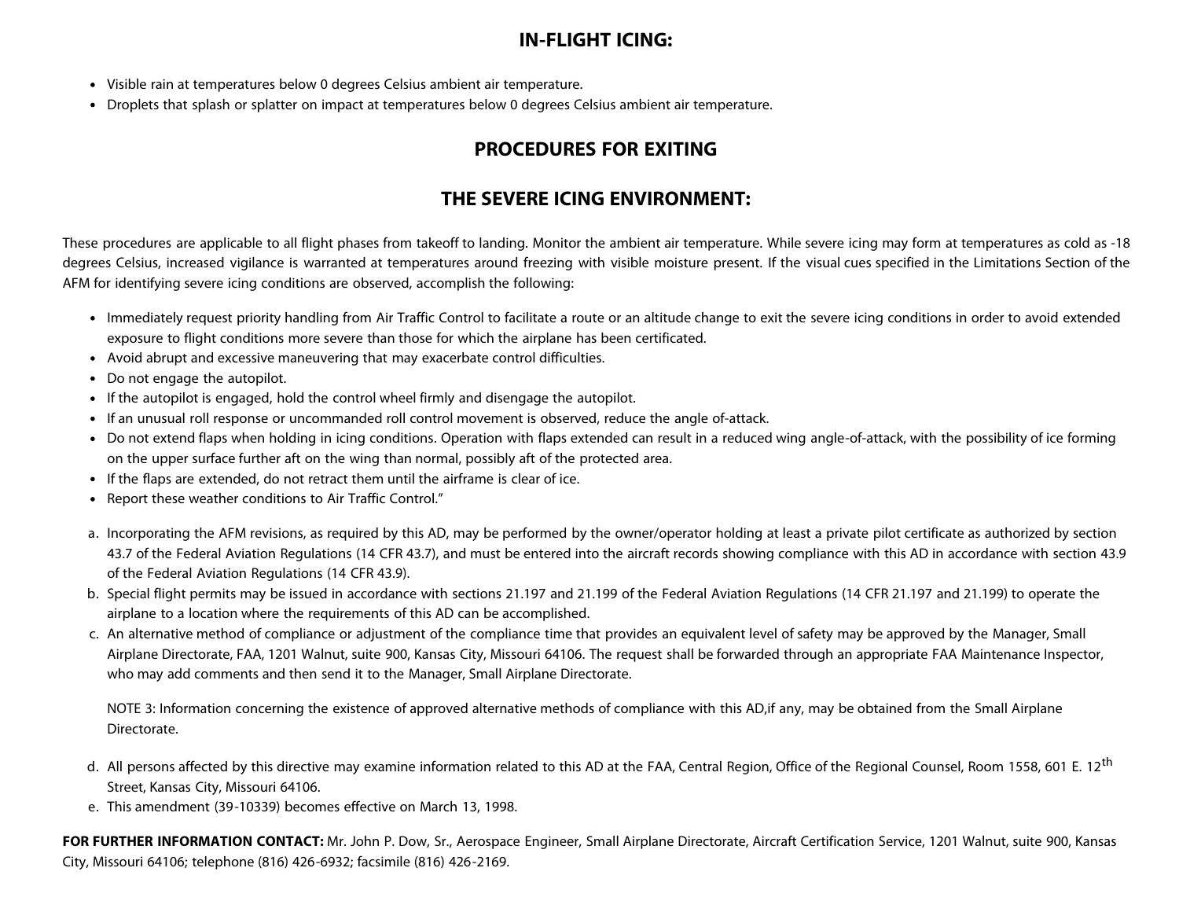## IN-FLIGHT ICING:

- Visible rain at temperatures below 0 degrees Celsius ambient air temperature.
- Droplets that splash or splatter on impact at temperatures below 0 degrees Celsius ambient air temperature.

## PROCEDURES FOR EXITING

## THE SEVERE ICING ENVIRONMENT:

These procedures are applicable to all flight phases from takeoff to landing. Monitor the ambient air temperature. While severe icing may form at temperatures as cold as -18 degrees Celsius, increased vigilance is warranted at temperatures around freezing with visible moisture present. If the visual cues specified in the Limitations Section of the AFM for identifying severe icing conditions are observed, accomplish the following:

- Immediately request priority handling from Air Traffic Control to facilitate a route or an altitude change to exit the severe icing conditions in order to avoid extended exposure to flight conditions more severe than those for which the airplane has been certificated.
- Avoid abrupt and excessive maneuvering that may exacerbate control difficulties.
- Do not engage the autopilot.
- If the autopilot is engaged, hold the control wheel firmly and disengage the autopilot.
- If an unusual roll response or uncommanded roll control movement is observed, reduce the angle of-attack.
- Do not extend flaps when holding in icing conditions. Operation with flaps extended can result in a reduced wing angle-of-attack, with the possibility of ice forming on the upper surface further aft on the wing than normal, possibly aft of the protected area.
- If the flaps are extended, do not retract them until the airframe is clear of ice.
- Report these weather conditions to Air Traffic Control."

a. Incorporating the AFM revisions, as required by this AD, may be performed by the owner/operator holding at least a private pilot certificate as authorized by section 43.7 of the Federal Aviation Regulations (14 CFR 43.7), and must be entered into the aircraft records showing compliance with this AD in accordance with section 43.9 of the Federal Aviation Regulations (14 CFR 43.9).

b. Special flight permits may be issued in accordance with sections 21.197 and 21.199 of the Federal Aviation Regulations (14 CFR 21.197 and 21.199) to operate the airplane to a location where the requirements of this AD can be accomplished.

c. An alternative method of compliance or adjustment of the compliance time that provides an equivalent level of safety may be approved by the Manager, Small Airplane Directorate, FAA, 1201 Walnut, suite 900, Kansas City, Missouri 64106. The request shall be forwarded through an appropriate FAA Maintenance Inspector, who may add comments and then send it to the Manager, Small Airplane Directorate.

   NOTE 3: Information concerning the existence of approved alternative methods of compliance with this AD,if any, may be obtained from the Small Airplane Directorate.

d. All persons affected by this directive may examine information related to this AD at the FAA, Central Region, Office of the Regional Counsel, Room 1558, 601 E. 12th Street, Kansas City, Missouri 64106.

e. This amendment (39-10339) becomes effective on March 13, 1998.

**FOR FURTHER INFORMATION CONTACT:** Mr. John P. Dow, Sr., Aerospace Engineer, Small Airplane Directorate, Aircraft Certification Service, 1201 Walnut, suite 900, Kansas City, Missouri 64106; telephone (816) 426-6932; facsimile (816) 426-2169.